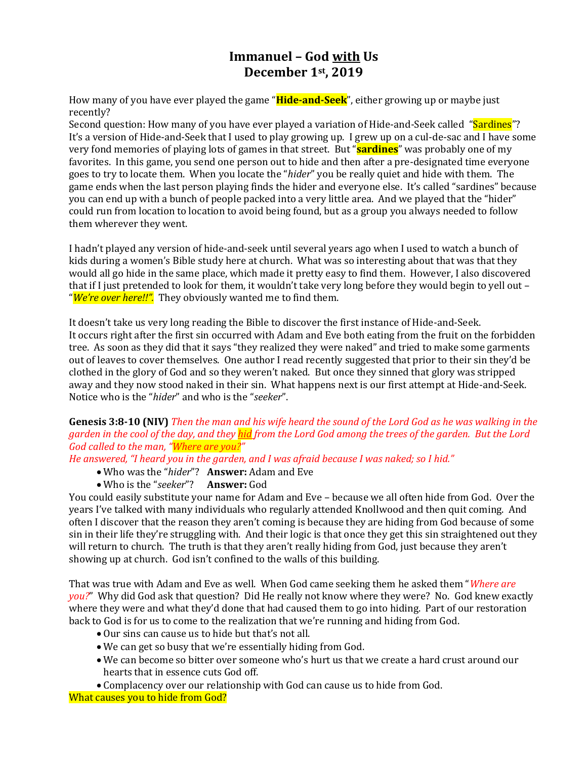# Immanuel – God <u>with</u> Us
# December 1st, 2019

How many of you have ever played the game "**Hide-and-Seek**", either growing up or maybe just recently?
Second question: How many of you have ever played a variation of Hide-and-Seek called "Sardines"? It's a version of Hide-and-Seek that I used to play growing up. I grew up on a cul-de-sac and I have some very fond memories of playing lots of games in that street. But "**sardines**" was probably one of my favorites. In this game, you send one person out to hide and then after a pre-designated time everyone goes to try to locate them. When you locate the "*hider*" you be really quiet and hide with them. The game ends when the last person playing finds the hider and everyone else. It's called "sardines" because you can end up with a bunch of people packed into a very little area. And we played that the "hider" could run from location to location to avoid being found, but as a group you always needed to follow them wherever they went.

I hadn't played any version of hide-and-seek until several years ago when I used to watch a bunch of kids during a women's Bible study here at church. What was so interesting about that was that they would all go hide in the same place, which made it pretty easy to find them. However, I also discovered that if I just pretended to look for them, it wouldn't take very long before they would begin to yell out – "*We're over here!!"*. They obviously wanted me to find them.

It doesn't take us very long reading the Bible to discover the first instance of Hide-and-Seek. It occurs right after the first sin occurred with Adam and Eve both eating from the fruit on the forbidden tree. As soon as they did that it says "they realized they were naked" and tried to make some garments out of leaves to cover themselves. One author I read recently suggested that prior to their sin they'd be clothed in the glory of God and so they weren't naked. But once they sinned that glory was stripped away and they now stood naked in their sin. What happens next is our first attempt at Hide-and-Seek. Notice who is the "*hider*" and who is the "*seeker*".

**Genesis 3:8-10 (NIV)** *Then the man and his wife heard the sound of the Lord God as he was walking in the garden in the cool of the day, and they <u>hid</u> from the Lord God among the trees of the garden. But the Lord God called to the man, "Where are you?"*
*He answered, "I heard you in the garden, and I was afraid because I was naked; so I hid."*

- Who was the "*hider*"? **Answer:** Adam and Eve
- Who is the "*seeker*"? **Answer:** God

You could easily substitute your name for Adam and Eve – because we all often hide from God. Over the years I've talked with many individuals who regularly attended Knollwood and then quit coming. And often I discover that the reason they aren't coming is because they are hiding from God because of some sin in their life they're struggling with. And their logic is that once they get this sin straightened out they will return to church. The truth is that they aren't really hiding from God, just because they aren't showing up at church. God isn't confined to the walls of this building.

That was true with Adam and Eve as well. When God came seeking them he asked them "*Where are you?*" Why did God ask that question? Did He really not know where they were? No. God knew exactly where they were and what they'd done that had caused them to go into hiding. Part of our restoration back to God is for us to come to the realization that we're running and hiding from God.

- Our sins can cause us to hide but that's not all.
- We can get so busy that we're essentially hiding from God.
- We can become so bitter over someone who's hurt us that we create a hard crust around our hearts that in essence cuts God off.
- Complacency over our relationship with God can cause us to hide from God.

What causes you to hide from God?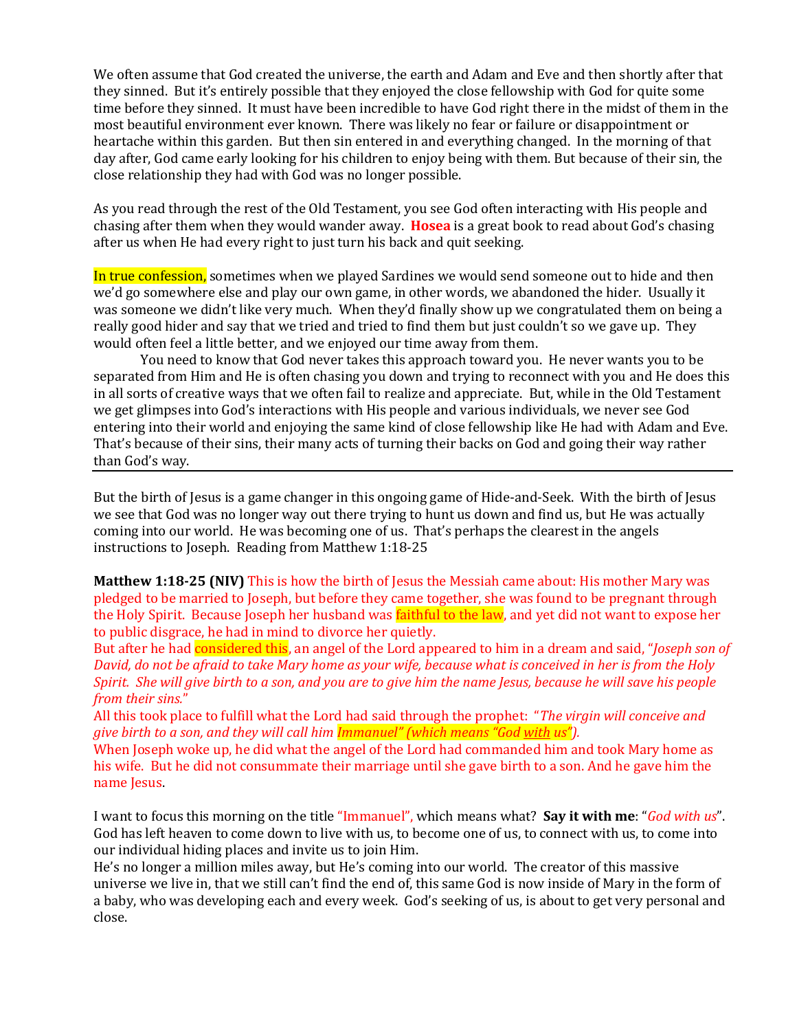We often assume that God created the universe, the earth and Adam and Eve and then shortly after that they sinned. But it's entirely possible that they enjoyed the close fellowship with God for quite some time before they sinned. It must have been incredible to have God right there in the midst of them in the most beautiful environment ever known. There was likely no fear or failure or disappointment or heartache within this garden. But then sin entered in and everything changed. In the morning of that day after, God came early looking for his children to enjoy being with them. But because of their sin, the close relationship they had with God was no longer possible.

As you read through the rest of the Old Testament, you see God often interacting with His people and chasing after them when they would wander away. **Hosea** is a great book to read about God's chasing after us when He had every right to just turn his back and quit seeking.

In true confession, sometimes when we played Sardines we would send someone out to hide and then we'd go somewhere else and play our own game, in other words, we abandoned the hider. Usually it was someone we didn't like very much. When they'd finally show up we congratulated them on being a really good hider and say that we tried and tried to find them but just couldn't so we gave up. They would often feel a little better, and we enjoyed our time away from them.

You need to know that God never takes this approach toward you. He never wants you to be separated from Him and He is often chasing you down and trying to reconnect with you and He does this in all sorts of creative ways that we often fail to realize and appreciate. But, while in the Old Testament we get glimpses into God's interactions with His people and various individuals, we never see God entering into their world and enjoying the same kind of close fellowship like He had with Adam and Eve. That's because of their sins, their many acts of turning their backs on God and going their way rather than God's way.

---

But the birth of Jesus is a game changer in this ongoing game of Hide-and-Seek. With the birth of Jesus we see that God was no longer way out there trying to hunt us down and find us, but He was actually coming into our world. He was becoming one of us. That's perhaps the clearest in the angels instructions to Joseph. Reading from Matthew 1:18-25

**Matthew 1:18-25 (NIV)** This is how the birth of Jesus the Messiah came about: His mother Mary was pledged to be married to Joseph, but before they came together, she was found to be pregnant through the Holy Spirit. Because Joseph her husband was faithful to the law, and yet did not want to expose her to public disgrace, he had in mind to divorce her quietly.
But after he had considered this, an angel of the Lord appeared to him in a dream and said, "*Joseph son of David, do not be afraid to take Mary home as your wife, because what is conceived in her is from the Holy Spirit. She will give birth to a son, and you are to give him the name Jesus, because he will save his people from their sins.*"
All this took place to fulfill what the Lord had said through the prophet: "*The virgin will conceive and give birth to a son, and they will call him Immanuel" (which means "God with us").*
When Joseph woke up, he did what the angel of the Lord had commanded him and took Mary home as his wife. But he did not consummate their marriage until she gave birth to a son. And he gave him the name Jesus.

I want to focus this morning on the title "Immanuel", which means what? **Say it with me**: "*God with us*". God has left heaven to come down to live with us, to become one of us, to connect with us, to come into our individual hiding places and invite us to join Him.
He's no longer a million miles away, but He's coming into our world. The creator of this massive universe we live in, that we still can't find the end of, this same God is now inside of Mary in the form of a baby, who was developing each and every week. God's seeking of us, is about to get very personal and close.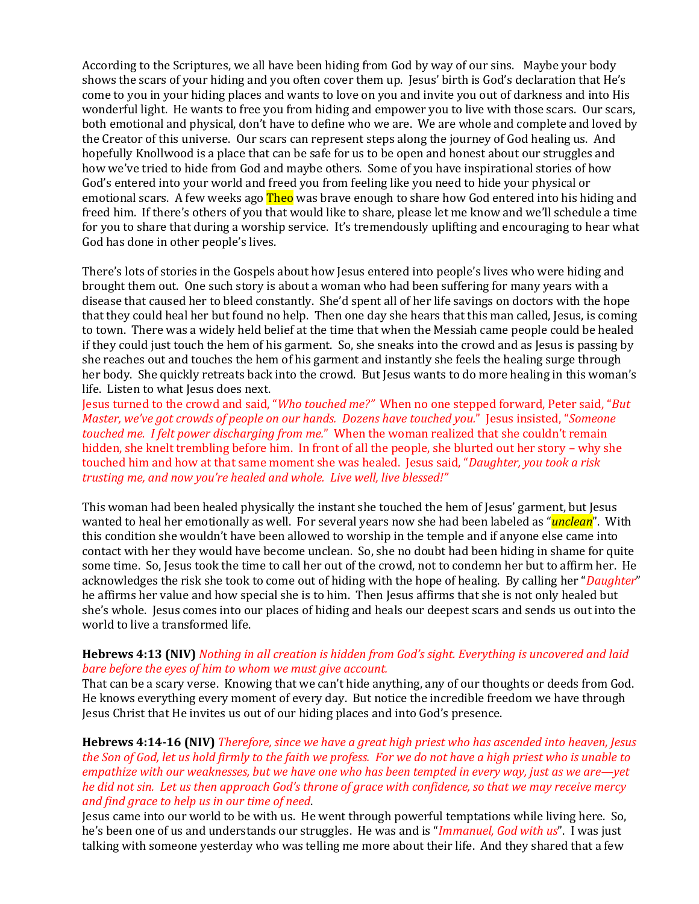According to the Scriptures, we all have been hiding from God by way of our sins. Maybe your body shows the scars of your hiding and you often cover them up. Jesus' birth is God's declaration that He's come to you in your hiding places and wants to love on you and invite you out of darkness and into His wonderful light. He wants to free you from hiding and empower you to live with those scars. Our scars, both emotional and physical, don't have to define who we are. We are whole and complete and loved by the Creator of this universe. Our scars can represent steps along the journey of God healing us. And hopefully Knollwood is a place that can be safe for us to be open and honest about our struggles and how we've tried to hide from God and maybe others. Some of you have inspirational stories of how God's entered into your world and freed you from feeling like you need to hide your physical or emotional scars. A few weeks ago Theo was brave enough to share how God entered into his hiding and freed him. If there's others of you that would like to share, please let me know and we'll schedule a time for you to share that during a worship service. It's tremendously uplifting and encouraging to hear what God has done in other people's lives.

There's lots of stories in the Gospels about how Jesus entered into people's lives who were hiding and brought them out. One such story is about a woman who had been suffering for many years with a disease that caused her to bleed constantly. She'd spent all of her life savings on doctors with the hope that they could heal her but found no help. Then one day she hears that this man called, Jesus, is coming to town. There was a widely held belief at the time that when the Messiah came people could be healed if they could just touch the hem of his garment. So, she sneaks into the crowd and as Jesus is passing by she reaches out and touches the hem of his garment and instantly she feels the healing surge through her body. She quickly retreats back into the crowd. But Jesus wants to do more healing in this woman's life. Listen to what Jesus does next.
Jesus turned to the crowd and said, "*Who touched me?*" When no one stepped forward, Peter said, "*But Master, we've got crowds of people on our hands. Dozens have touched you.*" Jesus insisted, "*Someone touched me. I felt power discharging from me.*" When the woman realized that she couldn't remain hidden, she knelt trembling before him. In front of all the people, she blurted out her story – why she touched him and how at that same moment she was healed. Jesus said, "*Daughter, you took a risk trusting me, and now you're healed and whole. Live well, live blessed!*"

This woman had been healed physically the instant she touched the hem of Jesus' garment, but Jesus wanted to heal her emotionally as well. For several years now she had been labeled as "*unclean*". With this condition she wouldn't have been allowed to worship in the temple and if anyone else came into contact with her they would have become unclean. So, she no doubt had been hiding in shame for quite some time. So, Jesus took the time to call her out of the crowd, not to condemn her but to affirm her. He acknowledges the risk she took to come out of hiding with the hope of healing. By calling her "*Daughter*" he affirms her value and how special she is to him. Then Jesus affirms that she is not only healed but she's whole. Jesus comes into our places of hiding and heals our deepest scars and sends us out into the world to live a transformed life.

**Hebrews 4:13 (NIV)** *Nothing in all creation is hidden from God's sight. Everything is uncovered and laid bare before the eyes of him to whom we must give account.*
That can be a scary verse. Knowing that we can't hide anything, any of our thoughts or deeds from God. He knows everything every moment of every day. But notice the incredible freedom we have through Jesus Christ that He invites us out of our hiding places and into God's presence.

**Hebrews 4:14-16 (NIV)** *Therefore, since we have a great high priest who has ascended into heaven, Jesus the Son of God, let us hold firmly to the faith we profess. For we do not have a high priest who is unable to empathize with our weaknesses, but we have one who has been tempted in every way, just as we are—yet he did not sin. Let us then approach God's throne of grace with confidence, so that we may receive mercy and find grace to help us in our time of need*.
Jesus came into our world to be with us. He went through powerful temptations while living here. So, he's been one of us and understands our struggles. He was and is "*Immanuel, God with us*". I was just talking with someone yesterday who was telling me more about their life. And they shared that a few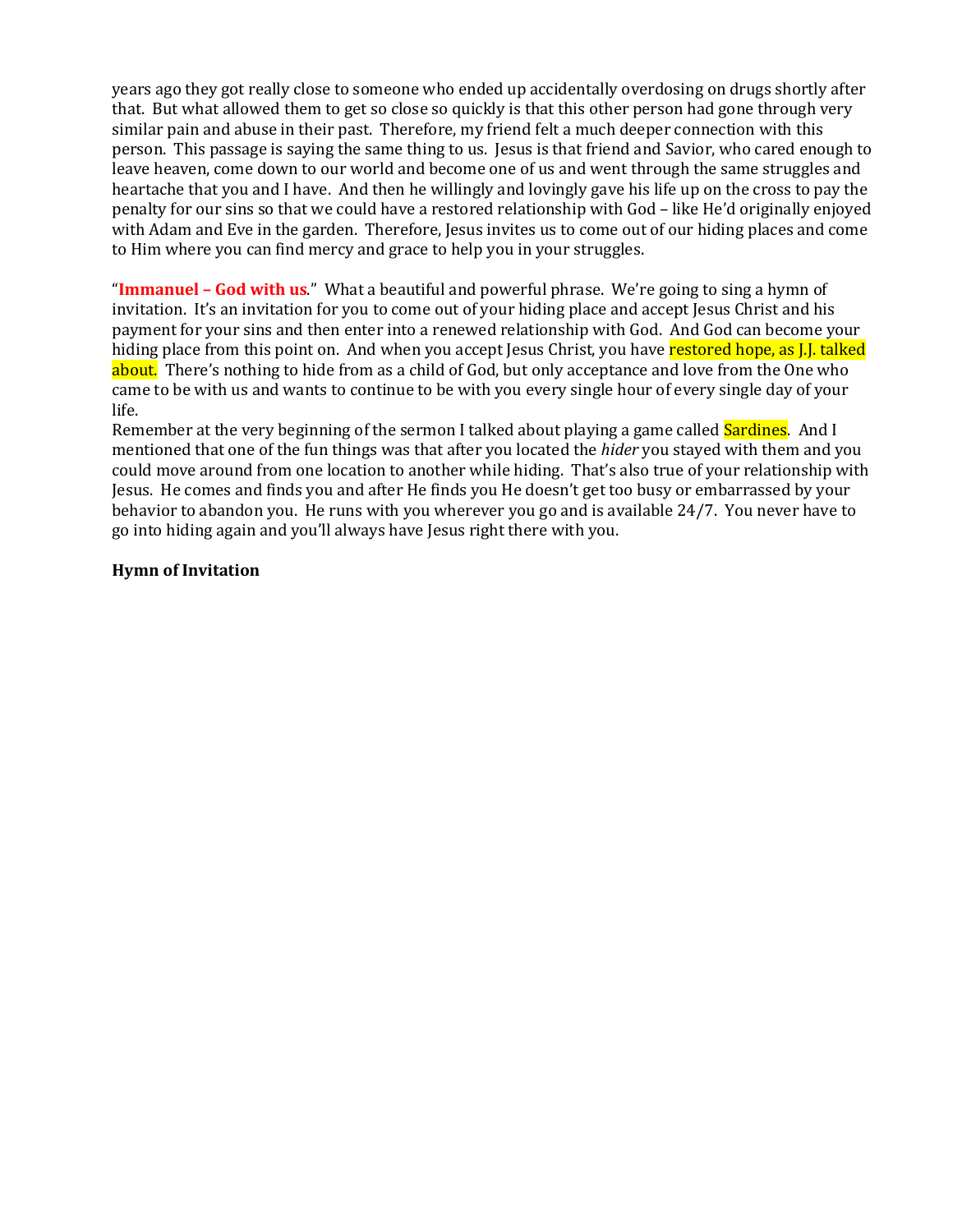years ago they got really close to someone who ended up accidentally overdosing on drugs shortly after that. But what allowed them to get so close so quickly is that this other person had gone through very similar pain and abuse in their past. Therefore, my friend felt a much deeper connection with this person. This passage is saying the same thing to us. Jesus is that friend and Savior, who cared enough to leave heaven, come down to our world and become one of us and went through the same struggles and heartache that you and I have. And then he willingly and lovingly gave his life up on the cross to pay the penalty for our sins so that we could have a restored relationship with God – like He'd originally enjoyed with Adam and Eve in the garden. Therefore, Jesus invites us to come out of our hiding places and come to Him where you can find mercy and grace to help you in your struggles.

"**Immanuel – God with us**." What a beautiful and powerful phrase. We're going to sing a hymn of invitation. It's an invitation for you to come out of your hiding place and accept Jesus Christ and his payment for your sins and then enter into a renewed relationship with God. And God can become your hiding place from this point on. And when you accept Jesus Christ, you have restored hope, as J.J. talked about. There's nothing to hide from as a child of God, but only acceptance and love from the One who came to be with us and wants to continue to be with you every single hour of every single day of your life.

Remember at the very beginning of the sermon I talked about playing a game called Sardines. And I mentioned that one of the fun things was that after you located the *hider* you stayed with them and you could move around from one location to another while hiding. That's also true of your relationship with Jesus. He comes and finds you and after He finds you He doesn't get too busy or embarrassed by your behavior to abandon you. He runs with you wherever you go and is available 24/7. You never have to go into hiding again and you'll always have Jesus right there with you.

**Hymn of Invitation**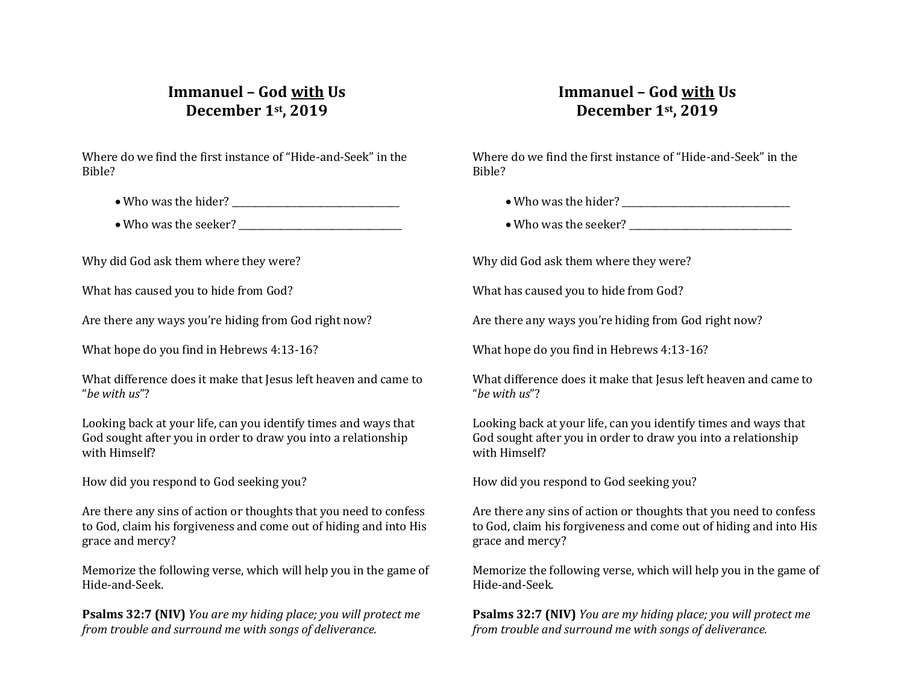# Immanuel – God <u>with</u> Us
## December 1st, 2019

Where do we find the first instance of "Hide-and-Seek" in the Bible?

- Who was the hider? ___________________________________
- Who was the seeker? __________________________________

Why did God ask them where they were?

What has caused you to hide from God?

Are there any ways you're hiding from God right now?

What hope do you find in Hebrews 4:13-16?

What difference does it make that Jesus left heaven and came to "*be with us*"?

Looking back at your life, can you identify times and ways that God sought after you in order to draw you into a relationship with Himself?

How did you respond to God seeking you?

Are there any sins of action or thoughts that you need to confess to God, claim his forgiveness and come out of hiding and into His grace and mercy?

Memorize the following verse, which will help you in the game of Hide-and-Seek.

**Psalms 32:7 (NIV)** *You are my hiding place; you will protect me from trouble and surround me with songs of deliverance.*

# Immanuel – God <u>with</u> Us
## December 1st, 2019

Where do we find the first instance of "Hide-and-Seek" in the Bible?

- Who was the hider? ___________________________________
- Who was the seeker? __________________________________

Why did God ask them where they were?

What has caused you to hide from God?

Are there any ways you're hiding from God right now?

What hope do you find in Hebrews 4:13-16?

What difference does it make that Jesus left heaven and came to "*be with us*"?

Looking back at your life, can you identify times and ways that God sought after you in order to draw you into a relationship with Himself?

How did you respond to God seeking you?

Are there any sins of action or thoughts that you need to confess to God, claim his forgiveness and come out of hiding and into His grace and mercy?

Memorize the following verse, which will help you in the game of Hide-and-Seek.

**Psalms 32:7 (NIV)** *You are my hiding place; you will protect me from trouble and surround me with songs of deliverance.*